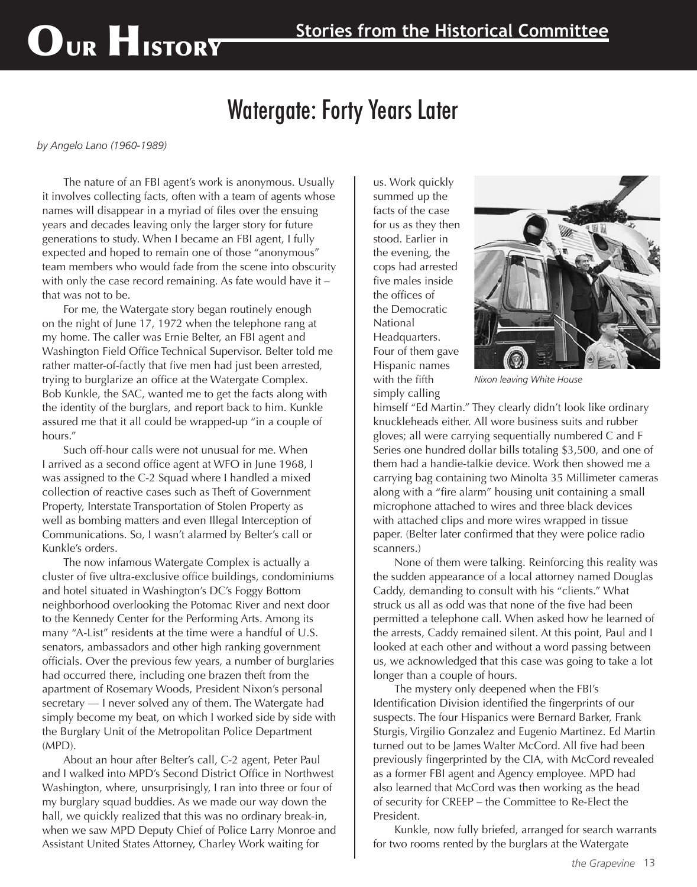# Our History

## Stories from the Historical Committee

# Watergate: Forty Years Later

*by Angelo Lano (1960-1989)*

The nature of an FBI agent's work is anonymous. Usually it involves collecting facts, often with a team of agents whose names will disappear in a myriad of files over the ensuing years and decades leaving only the larger story for future generations to study. When I became an FBI agent, I fully expected and hoped to remain one of those "anonymous" team members who would fade from the scene into obscurity with only the case record remaining. As fate would have it – that was not to be.

For me, the Watergate story began routinely enough on the night of June 17, 1972 when the telephone rang at my home. The caller was Ernie Belter, an FBI agent and Washington Field Office Technical Supervisor. Belter told me rather matter-of-factly that five men had just been arrested, trying to burglarize an office at the Watergate Complex. Bob Kunkle, the SAC, wanted me to get the facts along with the identity of the burglars, and report back to him. Kunkle assured me that it all could be wrapped-up "in a couple of hours."

Such off-hour calls were not unusual for me. When I arrived as a second office agent at WFO in June 1968, I was assigned to the C-2 Squad where I handled a mixed collection of reactive cases such as Theft of Government Property, Interstate Transportation of Stolen Property as well as bombing matters and even Illegal Interception of Communications. So, I wasn't alarmed by Belter's call or Kunkle's orders.

The now infamous Watergate Complex is actually a cluster of five ultra-exclusive office buildings, condominiums and hotel situated in Washington's DC's Foggy Bottom neighborhood overlooking the Potomac River and next door to the Kennedy Center for the Performing Arts. Among its many "A-List" residents at the time were a handful of U.S. senators, ambassadors and other high ranking government officials. Over the previous few years, a number of burglaries had occurred there, including one brazen theft from the apartment of Rosemary Woods, President Nixon's personal secretary — I never solved any of them. The Watergate had simply become my beat, on which I worked side by side with the Burglary Unit of the Metropolitan Police Department (MPD).

About an hour after Belter's call, C-2 agent, Peter Paul and I walked into MPD's Second District Office in Northwest Washington, where, unsurprisingly, I ran into three or four of my burglary squad buddies. As we made our way down the hall, we quickly realized that this was no ordinary break-in, when we saw MPD Deputy Chief of Police Larry Monroe and Assistant United States Attorney, Charley Work waiting for us. Work quickly summed up the facts of the case for us as they then stood. Earlier in the evening, the cops had arrested five males inside the offices of the Democratic National Headquarters. Four of them gave Hispanic names with the fifth simply calling himself "Ed Martin." They clearly didn't look like ordinary knuckleheads either. All wore business suits and rubber gloves; all were carrying sequentially numbered C and F Series one hundred dollar bills totaling $3,500, and one of them had a handie-talkie device. Work then showed me a carrying bag containing two Minolta 35 Millimeter cameras along with a "fire alarm" housing unit containing a small microphone attached to wires and three black devices with attached clips and more wires wrapped in tissue paper. (Belter later confirmed that they were police radio scanners.)

*Nixon leaving White House*

None of them were talking. Reinforcing this reality was the sudden appearance of a local attorney named Douglas Caddy, demanding to consult with his "clients." What struck us all as odd was that none of the five had been permitted a telephone call. When asked how he learned of the arrests, Caddy remained silent. At this point, Paul and I looked at each other and without a word passing between us, we acknowledged that this case was going to take a lot longer than a couple of hours.

The mystery only deepened when the FBI's Identification Division identified the fingerprints of our suspects. The four Hispanics were Bernard Barker, Frank Sturgis, Virgilio Gonzalez and Eugenio Martinez. Ed Martin turned out to be James Walter McCord. All five had been previously fingerprinted by the CIA, with McCord revealed as a former FBI agent and Agency employee. MPD had also learned that McCord was then working as the head of security for CREEP – the Committee to Re-Elect the President.

Kunkle, now fully briefed, arranged for search warrants for two rooms rented by the burglars at the Watergate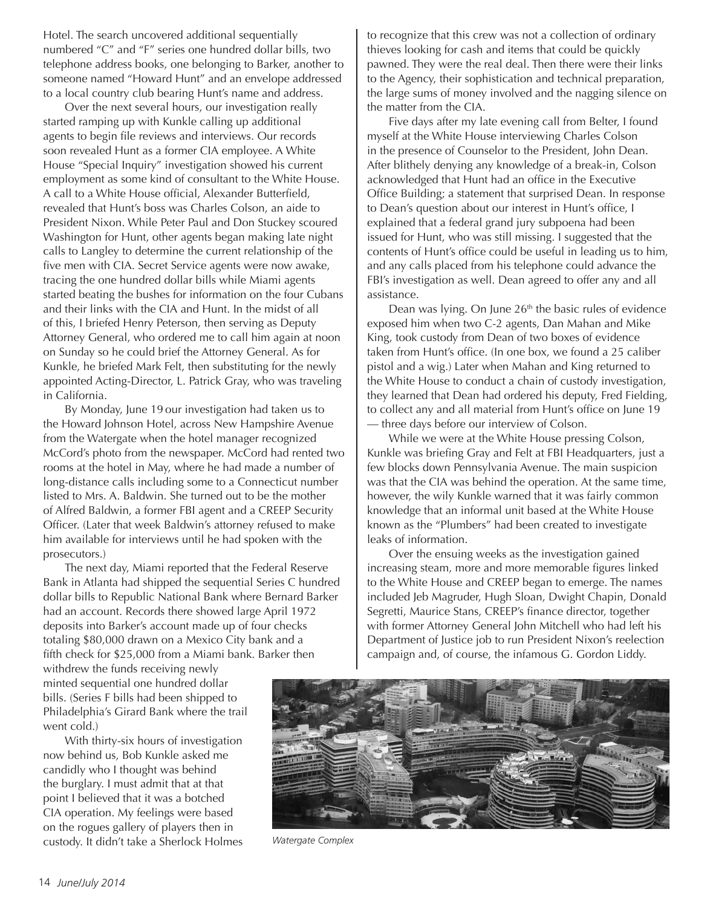Hotel. The search uncovered additional sequentially numbered "C" and "F" series one hundred dollar bills, two telephone address books, one belonging to Barker, another to someone named "Howard Hunt" and an envelope addressed to a local country club bearing Hunt's name and address.

Over the next several hours, our investigation really started ramping up with Kunkle calling up additional agents to begin file reviews and interviews. Our records soon revealed Hunt as a former CIA employee. A White House "Special Inquiry" investigation showed his current employment as some kind of consultant to the White House. A call to a White House official, Alexander Butterfield, revealed that Hunt's boss was Charles Colson, an aide to President Nixon. While Peter Paul and Don Stuckey scoured Washington for Hunt, other agents began making late night calls to Langley to determine the current relationship of the five men with CIA. Secret Service agents were now awake, tracing the one hundred dollar bills while Miami agents started beating the bushes for information on the four Cubans and their links with the CIA and Hunt. In the midst of all of this, I briefed Henry Peterson, then serving as Deputy Attorney General, who ordered me to call him again at noon on Sunday so he could brief the Attorney General. As for Kunkle, he briefed Mark Felt, then substituting for the newly appointed Acting-Director, L. Patrick Gray, who was traveling in California.

By Monday, June 19 our investigation had taken us to the Howard Johnson Hotel, across New Hampshire Avenue from the Watergate when the hotel manager recognized McCord's photo from the newspaper. McCord had rented two rooms at the hotel in May, where he had made a number of long-distance calls including some to a Connecticut number listed to Mrs. A. Baldwin. She turned out to be the mother of Alfred Baldwin, a former FBI agent and a CREEP Security Officer. (Later that week Baldwin's attorney refused to make him available for interviews until he had spoken with the prosecutors.)

The next day, Miami reported that the Federal Reserve Bank in Atlanta had shipped the sequential Series C hundred dollar bills to Republic National Bank where Bernard Barker had an account. Records there showed large April 1972 deposits into Barker's account made up of four checks totaling $80,000 drawn on a Mexico City bank and a fifth check for $25,000 from a Miami bank. Barker then withdrew the funds receiving newly minted sequential one hundred dollar bills. (Series F bills had been shipped to Philadelphia's Girard Bank where the trail went cold.)

With thirty-six hours of investigation now behind us, Bob Kunkle asked me candidly who I thought was behind the burglary. I must admit that at that point I believed that it was a botched CIA operation. My feelings were based on the rogues gallery of players then in custody. It didn't take a Sherlock Holmes to recognize that this crew was not a collection of ordinary thieves looking for cash and items that could be quickly pawned. They were the real deal. Then there were their links to the Agency, their sophistication and technical preparation, the large sums of money involved and the nagging silence on the matter from the CIA.

Five days after my late evening call from Belter, I found myself at the White House interviewing Charles Colson in the presence of Counselor to the President, John Dean. After blithely denying any knowledge of a break-in, Colson acknowledged that Hunt had an office in the Executive Office Building; a statement that surprised Dean. In response to Dean's question about our interest in Hunt's office, I explained that a federal grand jury subpoena had been issued for Hunt, who was still missing. I suggested that the contents of Hunt's office could be useful in leading us to him, and any calls placed from his telephone could advance the FBI's investigation as well. Dean agreed to offer any and all assistance.

Dean was lying. On June 26th the basic rules of evidence exposed him when two C-2 agents, Dan Mahan and Mike King, took custody from Dean of two boxes of evidence taken from Hunt's office. (In one box, we found a 25 caliber pistol and a wig.) Later when Mahan and King returned to the White House to conduct a chain of custody investigation, they learned that Dean had ordered his deputy, Fred Fielding, to collect any and all material from Hunt's office on June 19 — three days before our interview of Colson.

While we were at the White House pressing Colson, Kunkle was briefing Gray and Felt at FBI Headquarters, just a few blocks down Pennsylvania Avenue. The main suspicion was that the CIA was behind the operation. At the same time, however, the wily Kunkle warned that it was fairly common knowledge that an informal unit based at the White House known as the "Plumbers" had been created to investigate leaks of information.

Over the ensuing weeks as the investigation gained increasing steam, more and more memorable figures linked to the White House and CREEP began to emerge. The names included Jeb Magruder, Hugh Sloan, Dwight Chapin, Donald Segretti, Maurice Stans, CREEP's finance director, together with former Attorney General John Mitchell who had left his Department of Justice job to run President Nixon's reelection campaign and, of course, the infamous G. Gordon Liddy.

*Watergate Complex*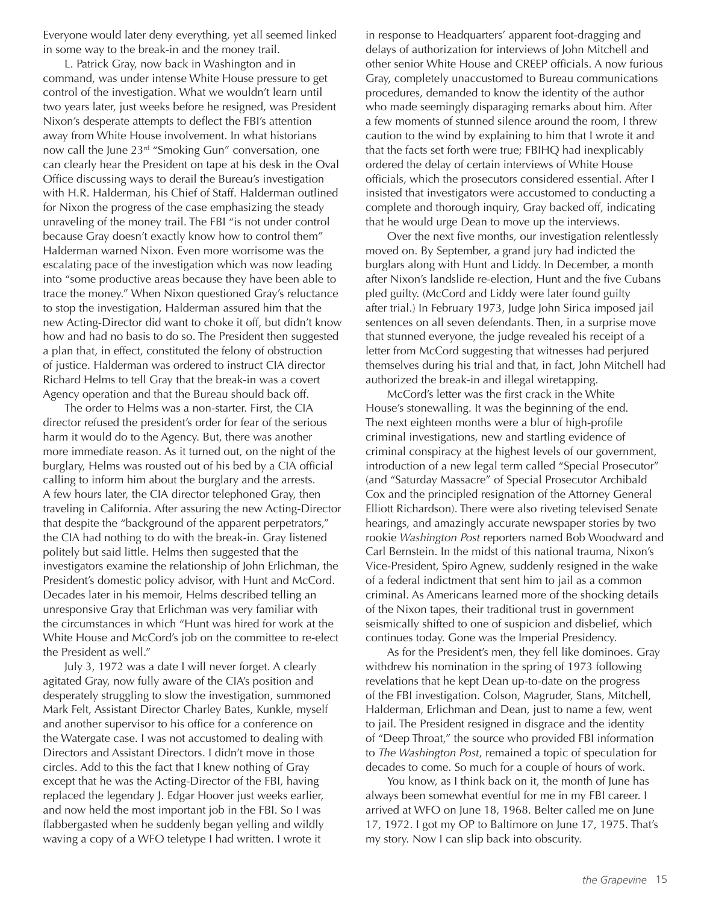Everyone would later deny everything, yet all seemed linked in some way to the break-in and the money trail.

L. Patrick Gray, now back in Washington and in command, was under intense White House pressure to get control of the investigation. What we wouldn't learn until two years later, just weeks before he resigned, was President Nixon's desperate attempts to deflect the FBI's attention away from White House involvement. In what historians now call the June 23rd "Smoking Gun" conversation, one can clearly hear the President on tape at his desk in the Oval Office discussing ways to derail the Bureau's investigation with H.R. Halderman, his Chief of Staff. Halderman outlined for Nixon the progress of the case emphasizing the steady unraveling of the money trail. The FBI "is not under control because Gray doesn't exactly know how to control them" Halderman warned Nixon. Even more worrisome was the escalating pace of the investigation which was now leading into "some productive areas because they have been able to trace the money." When Nixon questioned Gray's reluctance to stop the investigation, Halderman assured him that the new Acting-Director did want to choke it off, but didn't know how and had no basis to do so. The President then suggested a plan that, in effect, constituted the felony of obstruction of justice. Halderman was ordered to instruct CIA director Richard Helms to tell Gray that the break-in was a covert Agency operation and that the Bureau should back off.

The order to Helms was a non-starter. First, the CIA director refused the president's order for fear of the serious harm it would do to the Agency. But, there was another more immediate reason. As it turned out, on the night of the burglary, Helms was rousted out of his bed by a CIA official calling to inform him about the burglary and the arrests. A few hours later, the CIA director telephoned Gray, then traveling in California. After assuring the new Acting-Director that despite the "background of the apparent perpetrators," the CIA had nothing to do with the break-in. Gray listened politely but said little. Helms then suggested that the investigators examine the relationship of John Erlichman, the President's domestic policy advisor, with Hunt and McCord. Decades later in his memoir, Helms described telling an unresponsive Gray that Erlichman was very familiar with the circumstances in which "Hunt was hired for work at the White House and McCord's job on the committee to re-elect the President as well."

July 3, 1972 was a date I will never forget. A clearly agitated Gray, now fully aware of the CIA's position and desperately struggling to slow the investigation, summoned Mark Felt, Assistant Director Charley Bates, Kunkle, myself and another supervisor to his office for a conference on the Watergate case. I was not accustomed to dealing with Directors and Assistant Directors. I didn't move in those circles. Add to this the fact that I knew nothing of Gray except that he was the Acting-Director of the FBI, having replaced the legendary J. Edgar Hoover just weeks earlier, and now held the most important job in the FBI. So I was flabbergasted when he suddenly began yelling and wildly waving a copy of a WFO teletype I had written. I wrote it in response to Headquarters' apparent foot-dragging and delays of authorization for interviews of John Mitchell and other senior White House and CREEP officials. A now furious Gray, completely unaccustomed to Bureau communications procedures, demanded to know the identity of the author who made seemingly disparaging remarks about him. After a few moments of stunned silence around the room, I threw caution to the wind by explaining to him that I wrote it and that the facts set forth were true; FBIHQ had inexplicably ordered the delay of certain interviews of White House officials, which the prosecutors considered essential. After I insisted that investigators were accustomed to conducting a complete and thorough inquiry, Gray backed off, indicating that he would urge Dean to move up the interviews.

Over the next five months, our investigation relentlessly moved on. By September, a grand jury had indicted the burglars along with Hunt and Liddy. In December, a month after Nixon's landslide re-election, Hunt and the five Cubans pled guilty. (McCord and Liddy were later found guilty after trial.) In February 1973, Judge John Sirica imposed jail sentences on all seven defendants. Then, in a surprise move that stunned everyone, the judge revealed his receipt of a letter from McCord suggesting that witnesses had perjured themselves during his trial and that, in fact, John Mitchell had authorized the break-in and illegal wiretapping.

McCord's letter was the first crack in the White House's stonewalling. It was the beginning of the end. The next eighteen months were a blur of high-profile criminal investigations, new and startling evidence of criminal conspiracy at the highest levels of our government, introduction of a new legal term called "Special Prosecutor" (and "Saturday Massacre" of Special Prosecutor Archibald Cox and the principled resignation of the Attorney General Elliott Richardson). There were also riveting televised Senate hearings, and amazingly accurate newspaper stories by two rookie *Washington Post* reporters named Bob Woodward and Carl Bernstein. In the midst of this national trauma, Nixon's Vice-President, Spiro Agnew, suddenly resigned in the wake of a federal indictment that sent him to jail as a common criminal. As Americans learned more of the shocking details of the Nixon tapes, their traditional trust in government seismically shifted to one of suspicion and disbelief, which continues today. Gone was the Imperial Presidency.

As for the President's men, they fell like dominoes. Gray withdrew his nomination in the spring of 1973 following revelations that he kept Dean up-to-date on the progress of the FBI investigation. Colson, Magruder, Stans, Mitchell, Halderman, Erlichman and Dean, just to name a few, went to jail. The President resigned in disgrace and the identity of "Deep Throat," the source who provided FBI information to *The Washington Post*, remained a topic of speculation for decades to come. So much for a couple of hours of work.

You know, as I think back on it, the month of June has always been somewhat eventful for me in my FBI career. I arrived at WFO on June 18, 1968. Belter called me on June 17, 1972. I got my OP to Baltimore on June 17, 1975. That's my story. Now I can slip back into obscurity.